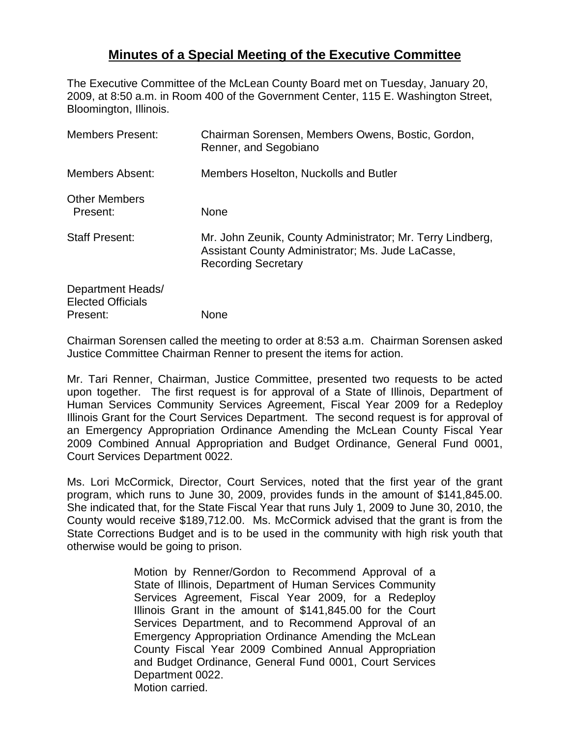# Minutes of a Special Meeting of the Executive Committee

The Executive Committee of the McLean County Board met on Tuesday, January 20, 2009, at 8:50 a.m. in Room 400 of the Government Center, 115 E. Washington Street, Bloomington, Illinois.

| | |
|---|---|
| Members Present: | Chairman Sorensen, Members Owens, Bostic, Gordon, Renner, and Segobiano |
| Members Absent: | Members Hoselton, Nuckolls and Butler |
| Other Members Present: | None |
| Staff Present: | Mr. John Zeunik, County Administrator; Mr. Terry Lindberg, Assistant County Administrator; Ms. Jude LaCasse, Recording Secretary |
| Department Heads/ Elected Officials Present: | None |

Chairman Sorensen called the meeting to order at 8:53 a.m. Chairman Sorensen asked Justice Committee Chairman Renner to present the items for action.

Mr. Tari Renner, Chairman, Justice Committee, presented two requests to be acted upon together. The first request is for approval of a State of Illinois, Department of Human Services Community Services Agreement, Fiscal Year 2009 for a Redeploy Illinois Grant for the Court Services Department. The second request is for approval of an Emergency Appropriation Ordinance Amending the McLean County Fiscal Year 2009 Combined Annual Appropriation and Budget Ordinance, General Fund 0001, Court Services Department 0022.

Ms. Lori McCormick, Director, Court Services, noted that the first year of the grant program, which runs to June 30, 2009, provides funds in the amount of $141,845.00. She indicated that, for the State Fiscal Year that runs July 1, 2009 to June 30, 2010, the County would receive $189,712.00. Ms. McCormick advised that the grant is from the State Corrections Budget and is to be used in the community with high risk youth that otherwise would be going to prison.

> Motion by Renner/Gordon to Recommend Approval of a State of Illinois, Department of Human Services Community Services Agreement, Fiscal Year 2009, for a Redeploy Illinois Grant in the amount of $141,845.00 for the Court Services Department, and to Recommend Approval of an Emergency Appropriation Ordinance Amending the McLean County Fiscal Year 2009 Combined Annual Appropriation and Budget Ordinance, General Fund 0001, Court Services Department 0022.
> Motion carried.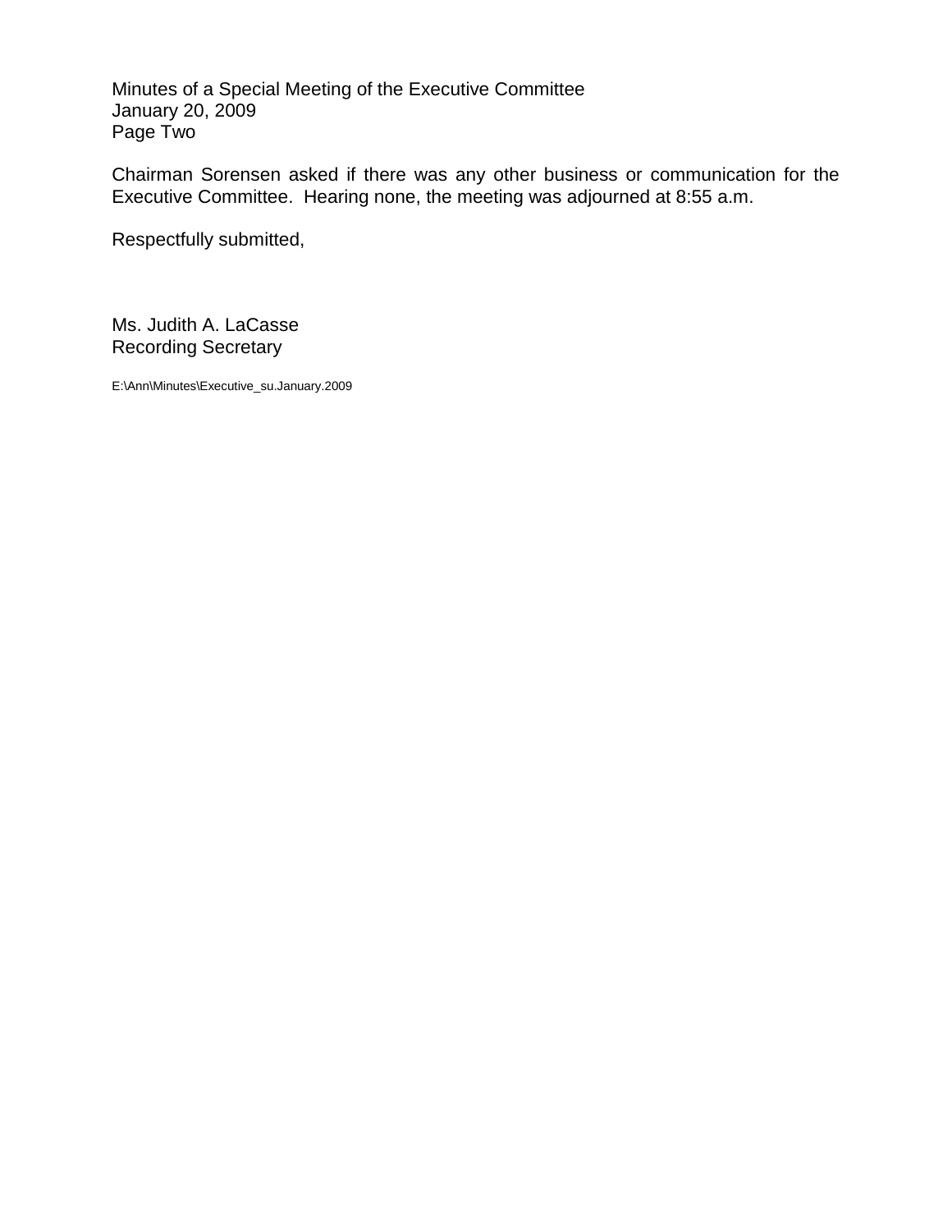Chairman Sorensen asked if there was any other business or communication for the Executive Committee. Hearing none, the meeting was adjourned at 8:55 a.m.

Respectfully submitted,

Ms. Judith A. LaCasse
Recording Secretary

E:\Ann\Minutes\Executive_su.January.2009